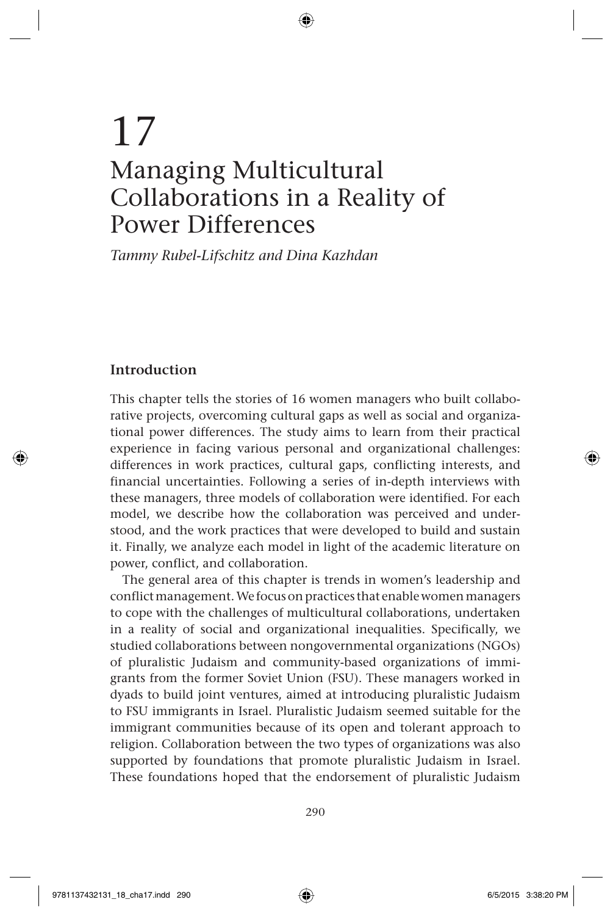# 17

# Managing Multicultural Collaborations in a Reality of Power Differences

*Tammy Rubel-Lifschitz and Dina Kazhdan*

## Introduction

This chapter tells the stories of 16 women managers who built collaborative projects, overcoming cultural gaps as well as social and organizational power differences. The study aims to learn from their practical experience in facing various personal and organizational challenges: differences in work practices, cultural gaps, conflicting interests, and financial uncertainties. Following a series of in-depth interviews with these managers, three models of collaboration were identified. For each model, we describe how the collaboration was perceived and understood, and the work practices that were developed to build and sustain it. Finally, we analyze each model in light of the academic literature on power, conflict, and collaboration.

The general area of this chapter is trends in women's leadership and conflict management. We focus on practices that enable women managers to cope with the challenges of multicultural collaborations, undertaken in a reality of social and organizational inequalities. Specifically, we studied collaborations between nongovernmental organizations (NGOs) of pluralistic Judaism and community-based organizations of immigrants from the former Soviet Union (FSU). These managers worked in dyads to build joint ventures, aimed at introducing pluralistic Judaism to FSU immigrants in Israel. Pluralistic Judaism seemed suitable for the immigrant communities because of its open and tolerant approach to religion. Collaboration between the two types of organizations was also supported by foundations that promote pluralistic Judaism in Israel. These foundations hoped that the endorsement of pluralistic Judaism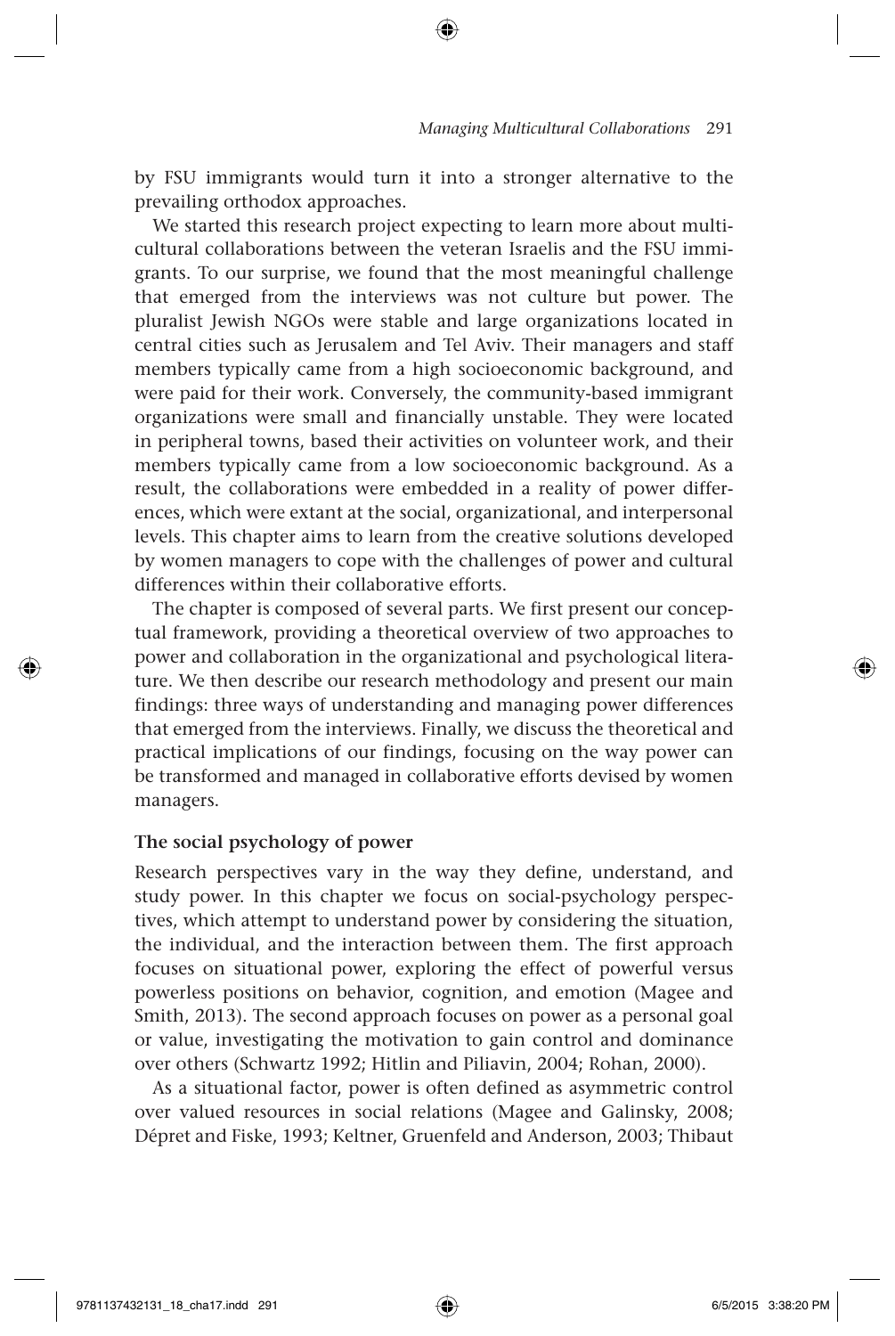by FSU immigrants would turn it into a stronger alternative to the prevailing orthodox approaches.

We started this research project expecting to learn more about multicultural collaborations between the veteran Israelis and the FSU immigrants. To our surprise, we found that the most meaningful challenge that emerged from the interviews was not culture but power. The pluralist Jewish NGOs were stable and large organizations located in central cities such as Jerusalem and Tel Aviv. Their managers and staff members typically came from a high socioeconomic background, and were paid for their work. Conversely, the community-based immigrant organizations were small and financially unstable. They were located in peripheral towns, based their activities on volunteer work, and their members typically came from a low socioeconomic background. As a result, the collaborations were embedded in a reality of power differences, which were extant at the social, organizational, and interpersonal levels. This chapter aims to learn from the creative solutions developed by women managers to cope with the challenges of power and cultural differences within their collaborative efforts.

The chapter is composed of several parts. We first present our conceptual framework, providing a theoretical overview of two approaches to power and collaboration in the organizational and psychological literature. We then describe our research methodology and present our main findings: three ways of understanding and managing power differences that emerged from the interviews. Finally, we discuss the theoretical and practical implications of our findings, focusing on the way power can be transformed and managed in collaborative efforts devised by women managers.

## The social psychology of power

Research perspectives vary in the way they define, understand, and study power. In this chapter we focus on social-psychology perspectives, which attempt to understand power by considering the situation, the individual, and the interaction between them. The first approach focuses on situational power, exploring the effect of powerful versus powerless positions on behavior, cognition, and emotion (Magee and Smith, 2013). The second approach focuses on power as a personal goal or value, investigating the motivation to gain control and dominance over others (Schwartz 1992; Hitlin and Piliavin, 2004; Rohan, 2000).

As a situational factor, power is often defined as asymmetric control over valued resources in social relations (Magee and Galinsky, 2008; Dépret and Fiske, 1993; Keltner, Gruenfeld and Anderson, 2003; Thibaut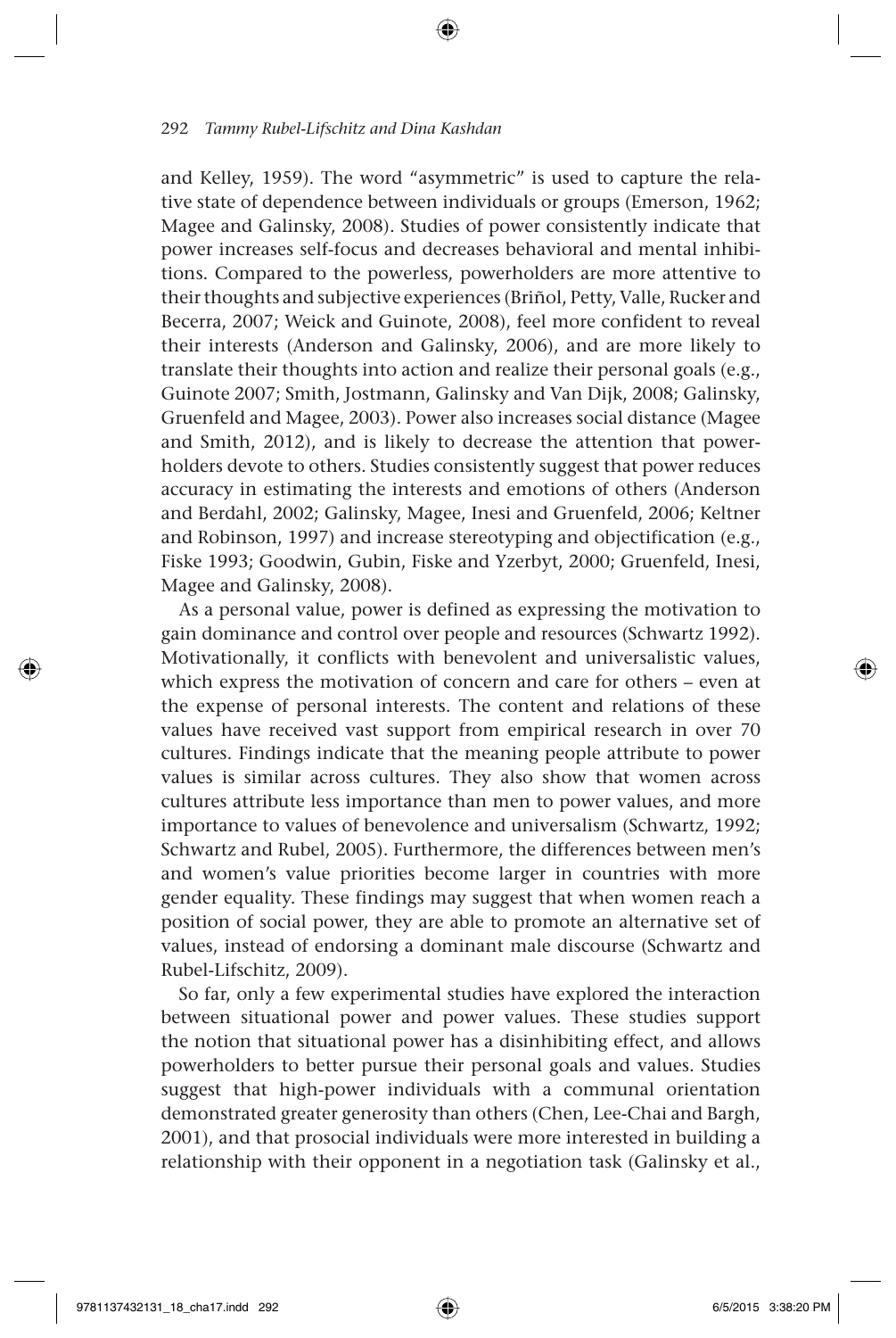and Kelley, 1959). The word "asymmetric" is used to capture the relative state of dependence between individuals or groups (Emerson, 1962; Magee and Galinsky, 2008). Studies of power consistently indicate that power increases self-focus and decreases behavioral and mental inhibitions. Compared to the powerless, powerholders are more attentive to their thoughts and subjective experiences (Briñol, Petty, Valle, Rucker and Becerra, 2007; Weick and Guinote, 2008), feel more confident to reveal their interests (Anderson and Galinsky, 2006), and are more likely to translate their thoughts into action and realize their personal goals (e.g., Guinote 2007; Smith, Jostmann, Galinsky and Van Dijk, 2008; Galinsky, Gruenfeld and Magee, 2003). Power also increases social distance (Magee and Smith, 2012), and is likely to decrease the attention that powerholders devote to others. Studies consistently suggest that power reduces accuracy in estimating the interests and emotions of others (Anderson and Berdahl, 2002; Galinsky, Magee, Inesi and Gruenfeld, 2006; Keltner and Robinson, 1997) and increase stereotyping and objectification (e.g., Fiske 1993; Goodwin, Gubin, Fiske and Yzerbyt, 2000; Gruenfeld, Inesi, Magee and Galinsky, 2008).

As a personal value, power is defined as expressing the motivation to gain dominance and control over people and resources (Schwartz 1992). Motivationally, it conflicts with benevolent and universalistic values, which express the motivation of concern and care for others – even at the expense of personal interests. The content and relations of these values have received vast support from empirical research in over 70 cultures. Findings indicate that the meaning people attribute to power values is similar across cultures. They also show that women across cultures attribute less importance than men to power values, and more importance to values of benevolence and universalism (Schwartz, 1992; Schwartz and Rubel, 2005). Furthermore, the differences between men's and women's value priorities become larger in countries with more gender equality. These findings may suggest that when women reach a position of social power, they are able to promote an alternative set of values, instead of endorsing a dominant male discourse (Schwartz and Rubel-Lifschitz, 2009).

So far, only a few experimental studies have explored the interaction between situational power and power values. These studies support the notion that situational power has a disinhibiting effect, and allows powerholders to better pursue their personal goals and values. Studies suggest that high-power individuals with a communal orientation demonstrated greater generosity than others (Chen, Lee-Chai and Bargh, 2001), and that prosocial individuals were more interested in building a relationship with their opponent in a negotiation task (Galinsky et al.,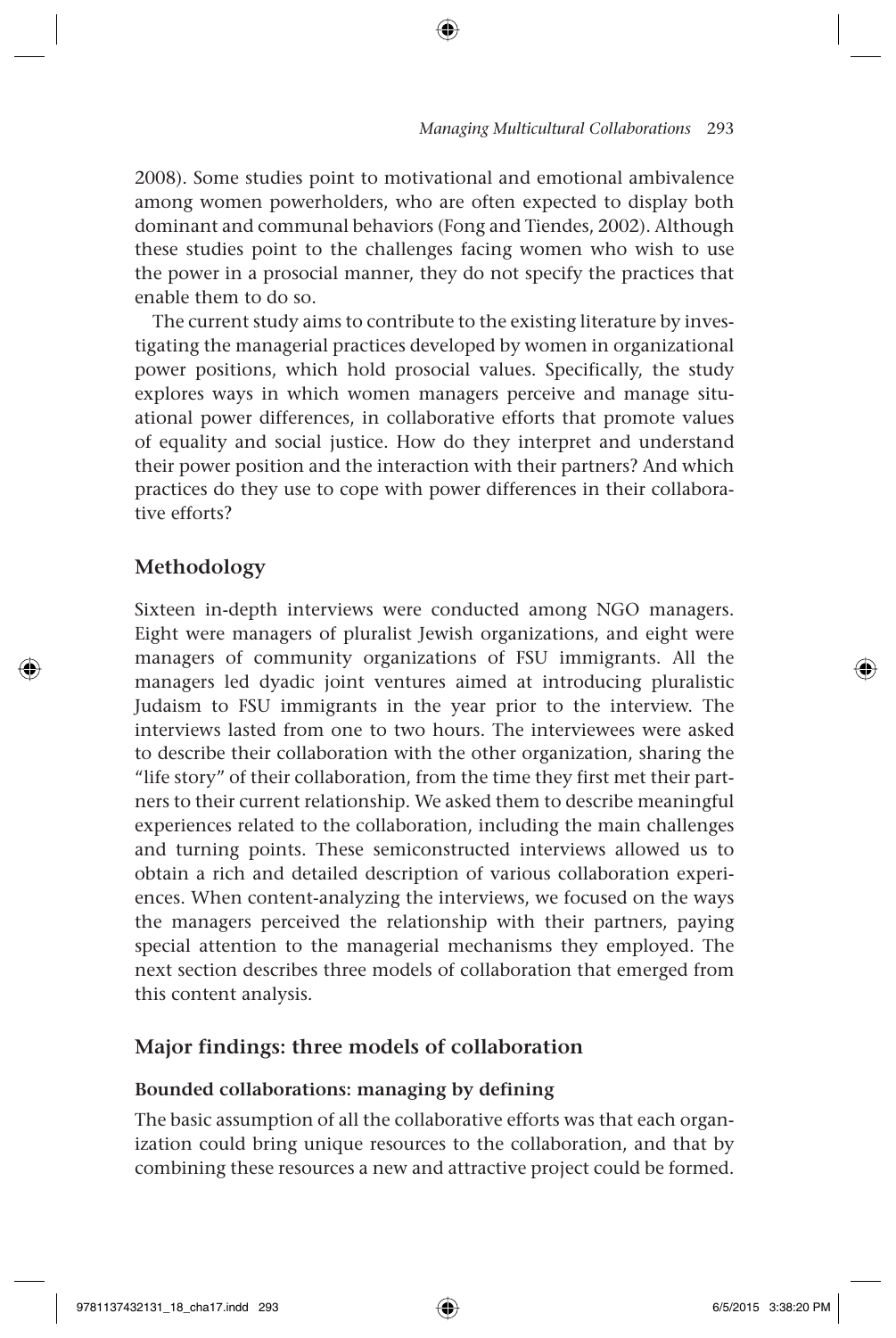2008). Some studies point to motivational and emotional ambivalence among women powerholders, who are often expected to display both dominant and communal behaviors (Fong and Tiendes, 2002). Although these studies point to the challenges facing women who wish to use the power in a prosocial manner, they do not specify the practices that enable them to do so.

The current study aims to contribute to the existing literature by investigating the managerial practices developed by women in organizational power positions, which hold prosocial values. Specifically, the study explores ways in which women managers perceive and manage situational power differences, in collaborative efforts that promote values of equality and social justice. How do they interpret and understand their power position and the interaction with their partners? And which practices do they use to cope with power differences in their collaborative efforts?

## Methodology

Sixteen in-depth interviews were conducted among NGO managers. Eight were managers of pluralist Jewish organizations, and eight were managers of community organizations of FSU immigrants. All the managers led dyadic joint ventures aimed at introducing pluralistic Judaism to FSU immigrants in the year prior to the interview. The interviews lasted from one to two hours. The interviewees were asked to describe their collaboration with the other organization, sharing the "life story" of their collaboration, from the time they first met their partners to their current relationship. We asked them to describe meaningful experiences related to the collaboration, including the main challenges and turning points. These semiconstructed interviews allowed us to obtain a rich and detailed description of various collaboration experiences. When content-analyzing the interviews, we focused on the ways the managers perceived the relationship with their partners, paying special attention to the managerial mechanisms they employed. The next section describes three models of collaboration that emerged from this content analysis.

## Major findings: three models of collaboration

### Bounded collaborations: managing by defining

The basic assumption of all the collaborative efforts was that each organization could bring unique resources to the collaboration, and that by combining these resources a new and attractive project could be formed.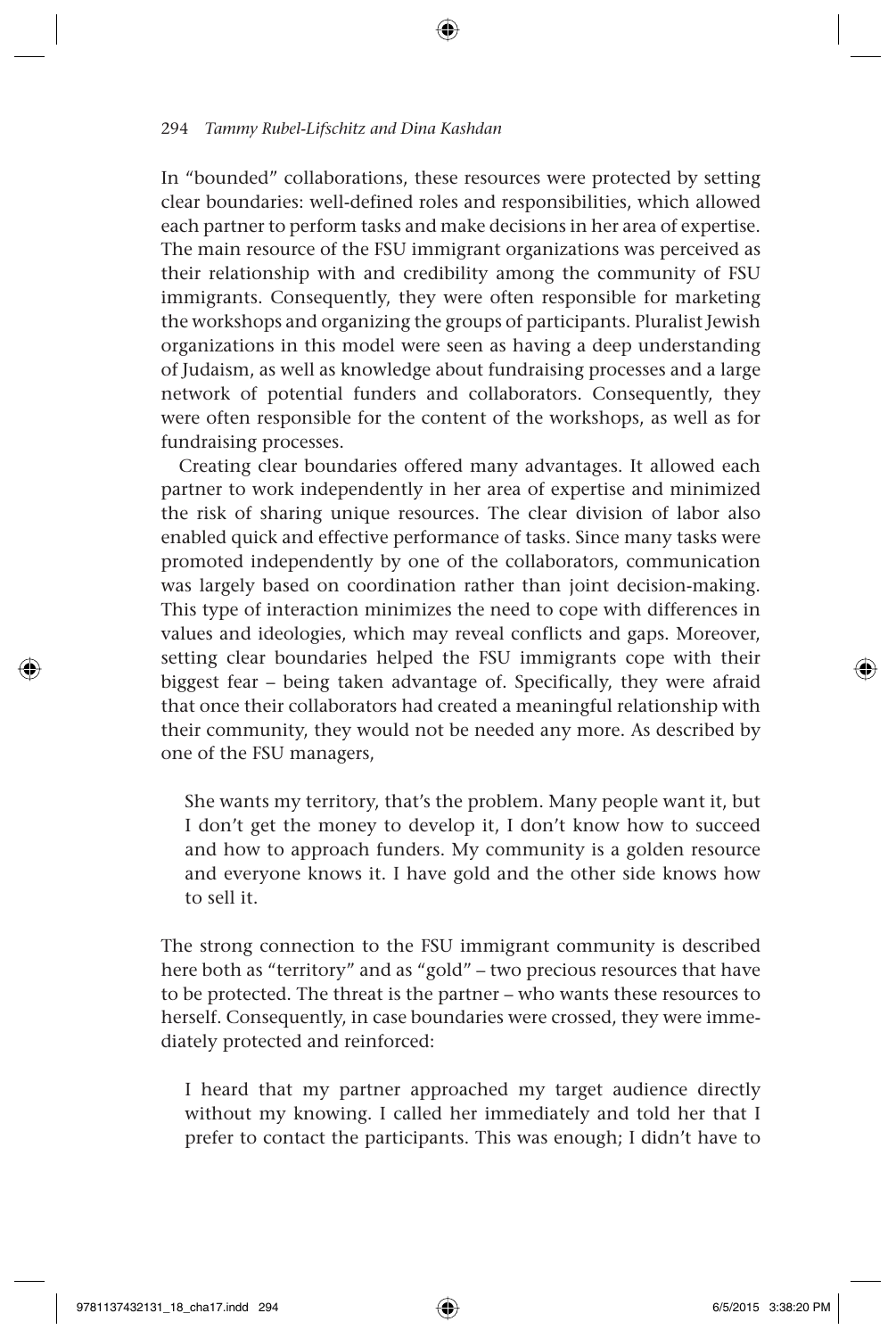In "bounded" collaborations, these resources were protected by setting clear boundaries: well-defined roles and responsibilities, which allowed each partner to perform tasks and make decisions in her area of expertise. The main resource of the FSU immigrant organizations was perceived as their relationship with and credibility among the community of FSU immigrants. Consequently, they were often responsible for marketing the workshops and organizing the groups of participants. Pluralist Jewish organizations in this model were seen as having a deep understanding of Judaism, as well as knowledge about fundraising processes and a large network of potential funders and collaborators. Consequently, they were often responsible for the content of the workshops, as well as for fundraising processes.

Creating clear boundaries offered many advantages. It allowed each partner to work independently in her area of expertise and minimized the risk of sharing unique resources. The clear division of labor also enabled quick and effective performance of tasks. Since many tasks were promoted independently by one of the collaborators, communication was largely based on coordination rather than joint decision-making. This type of interaction minimizes the need to cope with differences in values and ideologies, which may reveal conflicts and gaps. Moreover, setting clear boundaries helped the FSU immigrants cope with their biggest fear – being taken advantage of. Specifically, they were afraid that once their collaborators had created a meaningful relationship with their community, they would not be needed any more. As described by one of the FSU managers,

> She wants my territory, that's the problem. Many people want it, but I don't get the money to develop it, I don't know how to succeed and how to approach funders. My community is a golden resource and everyone knows it. I have gold and the other side knows how to sell it.

The strong connection to the FSU immigrant community is described here both as "territory" and as "gold" – two precious resources that have to be protected. The threat is the partner – who wants these resources to herself. Consequently, in case boundaries were crossed, they were immediately protected and reinforced:

> I heard that my partner approached my target audience directly without my knowing. I called her immediately and told her that I prefer to contact the participants. This was enough; I didn't have to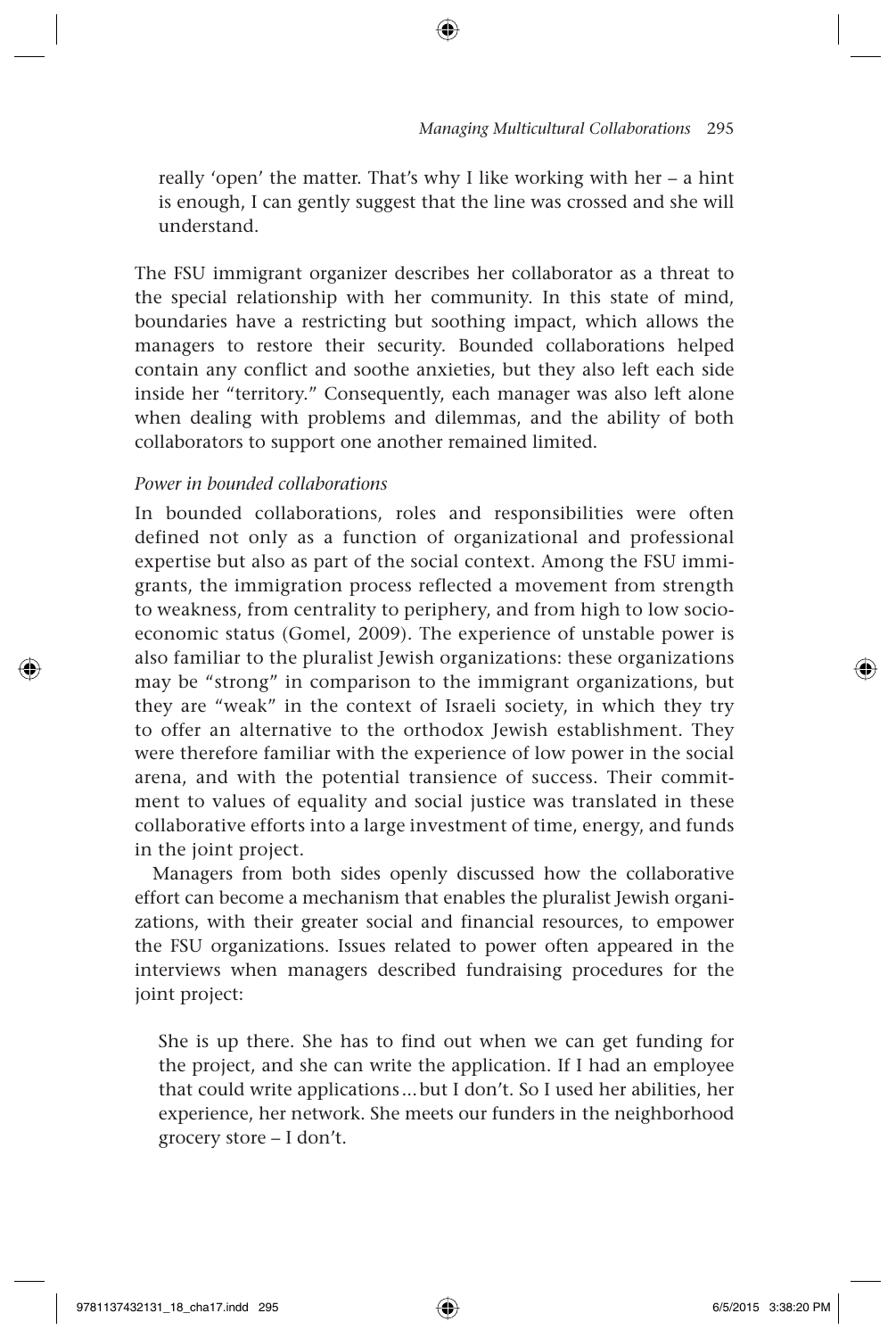really 'open' the matter. That's why I like working with her – a hint is enough, I can gently suggest that the line was crossed and she will understand.

The FSU immigrant organizer describes her collaborator as a threat to the special relationship with her community. In this state of mind, boundaries have a restricting but soothing impact, which allows the managers to restore their security. Bounded collaborations helped contain any conflict and soothe anxieties, but they also left each side inside her "territory." Consequently, each manager was also left alone when dealing with problems and dilemmas, and the ability of both collaborators to support one another remained limited.

*Power in bounded collaborations*

In bounded collaborations, roles and responsibilities were often defined not only as a function of organizational and professional expertise but also as part of the social context. Among the FSU immigrants, the immigration process reflected a movement from strength to weakness, from centrality to periphery, and from high to low socioeconomic status (Gomel, 2009). The experience of unstable power is also familiar to the pluralist Jewish organizations: these organizations may be "strong" in comparison to the immigrant organizations, but they are "weak" in the context of Israeli society, in which they try to offer an alternative to the orthodox Jewish establishment. They were therefore familiar with the experience of low power in the social arena, and with the potential transience of success. Their commitment to values of equality and social justice was translated in these collaborative efforts into a large investment of time, energy, and funds in the joint project.

Managers from both sides openly discussed how the collaborative effort can become a mechanism that enables the pluralist Jewish organizations, with their greater social and financial resources, to empower the FSU organizations. Issues related to power often appeared in the interviews when managers described fundraising procedures for the joint project:

> She is up there. She has to find out when we can get funding for the project, and she can write the application. If I had an employee that could write applications…but I don't. So I used her abilities, her experience, her network. She meets our funders in the neighborhood grocery store – I don't.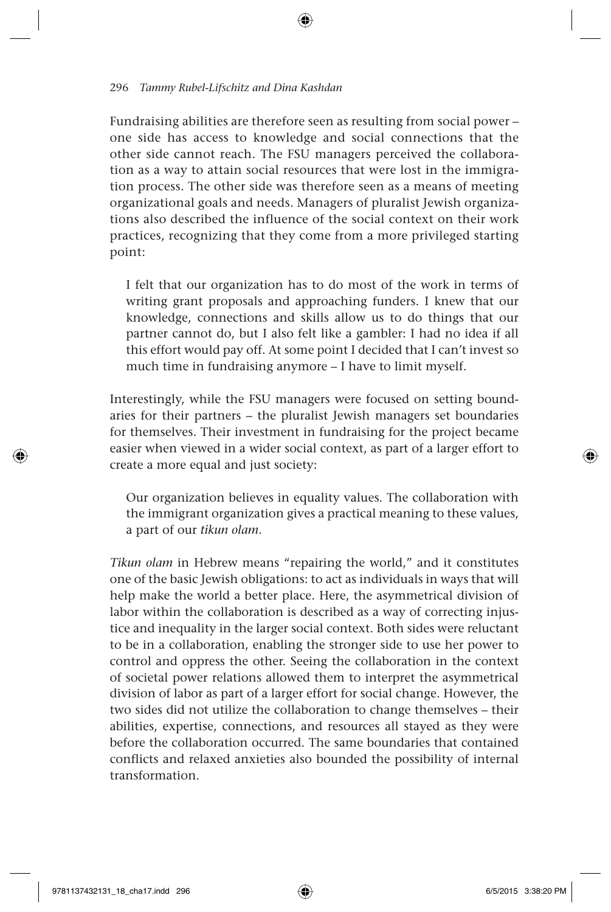Fundraising abilities are therefore seen as resulting from social power – one side has access to knowledge and social connections that the other side cannot reach. The FSU managers perceived the collaboration as a way to attain social resources that were lost in the immigration process. The other side was therefore seen as a means of meeting organizational goals and needs. Managers of pluralist Jewish organizations also described the influence of the social context on their work practices, recognizing that they come from a more privileged starting point:

> I felt that our organization has to do most of the work in terms of writing grant proposals and approaching funders. I knew that our knowledge, connections and skills allow us to do things that our partner cannot do, but I also felt like a gambler: I had no idea if all this effort would pay off. At some point I decided that I can't invest so much time in fundraising anymore – I have to limit myself.

Interestingly, while the FSU managers were focused on setting boundaries for their partners – the pluralist Jewish managers set boundaries for themselves. Their investment in fundraising for the project became easier when viewed in a wider social context, as part of a larger effort to create a more equal and just society:

> Our organization believes in equality values. The collaboration with the immigrant organization gives a practical meaning to these values, a part of our *tikun olam*.

*Tikun olam* in Hebrew means "repairing the world," and it constitutes one of the basic Jewish obligations: to act as individuals in ways that will help make the world a better place. Here, the asymmetrical division of labor within the collaboration is described as a way of correcting injustice and inequality in the larger social context. Both sides were reluctant to be in a collaboration, enabling the stronger side to use her power to control and oppress the other. Seeing the collaboration in the context of societal power relations allowed them to interpret the asymmetrical division of labor as part of a larger effort for social change. However, the two sides did not utilize the collaboration to change themselves – their abilities, expertise, connections, and resources all stayed as they were before the collaboration occurred. The same boundaries that contained conflicts and relaxed anxieties also bounded the possibility of internal transformation.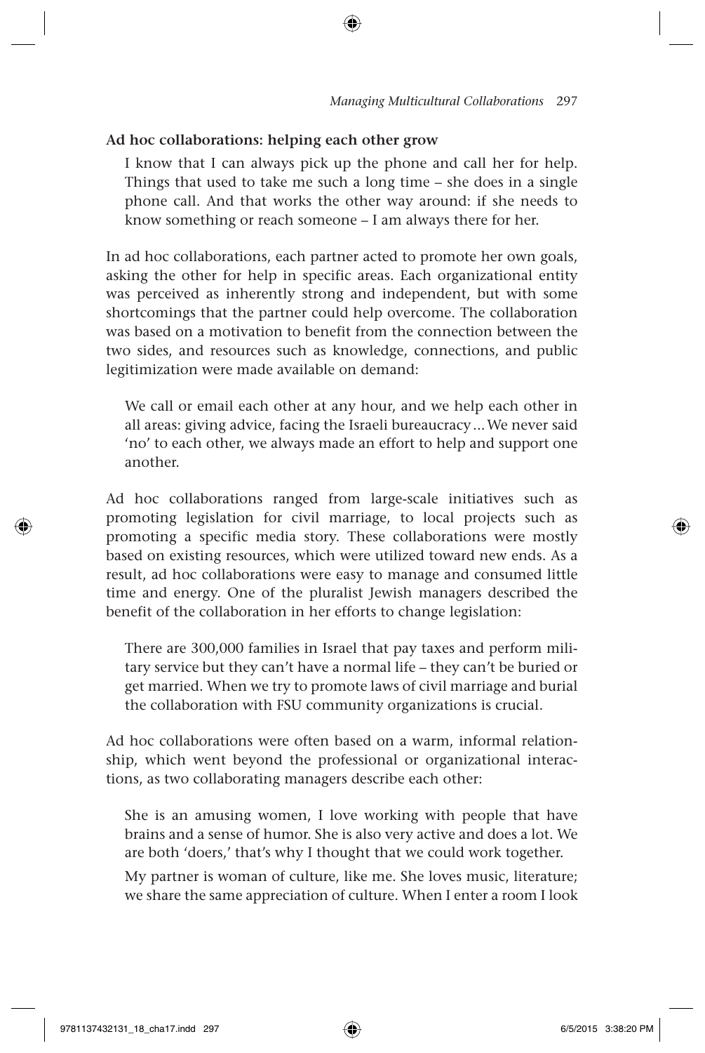**Ad hoc collaborations: helping each other grow**

> I know that I can always pick up the phone and call her for help. Things that used to take me such a long time – she does in a single phone call. And that works the other way around: if she needs to know something or reach someone – I am always there for her.

In ad hoc collaborations, each partner acted to promote her own goals, asking the other for help in specific areas. Each organizational entity was perceived as inherently strong and independent, but with some shortcomings that the partner could help overcome. The collaboration was based on a motivation to benefit from the connection between the two sides, and resources such as knowledge, connections, and public legitimization were made available on demand:

> We call or email each other at any hour, and we help each other in all areas: giving advice, facing the Israeli bureaucracy ... We never said 'no' to each other, we always made an effort to help and support one another.

Ad hoc collaborations ranged from large-scale initiatives such as promoting legislation for civil marriage, to local projects such as promoting a specific media story. These collaborations were mostly based on existing resources, which were utilized toward new ends. As a result, ad hoc collaborations were easy to manage and consumed little time and energy. One of the pluralist Jewish managers described the benefit of the collaboration in her efforts to change legislation:

> There are 300,000 families in Israel that pay taxes and perform military service but they can't have a normal life – they can't be buried or get married. When we try to promote laws of civil marriage and burial the collaboration with FSU community organizations is crucial.

Ad hoc collaborations were often based on a warm, informal relationship, which went beyond the professional or organizational interactions, as two collaborating managers describe each other:

> She is an amusing women, I love working with people that have brains and a sense of humor. She is also very active and does a lot. We are both 'doers,' that's why I thought that we could work together.
>
> My partner is woman of culture, like me. She loves music, literature; we share the same appreciation of culture. When I enter a room I look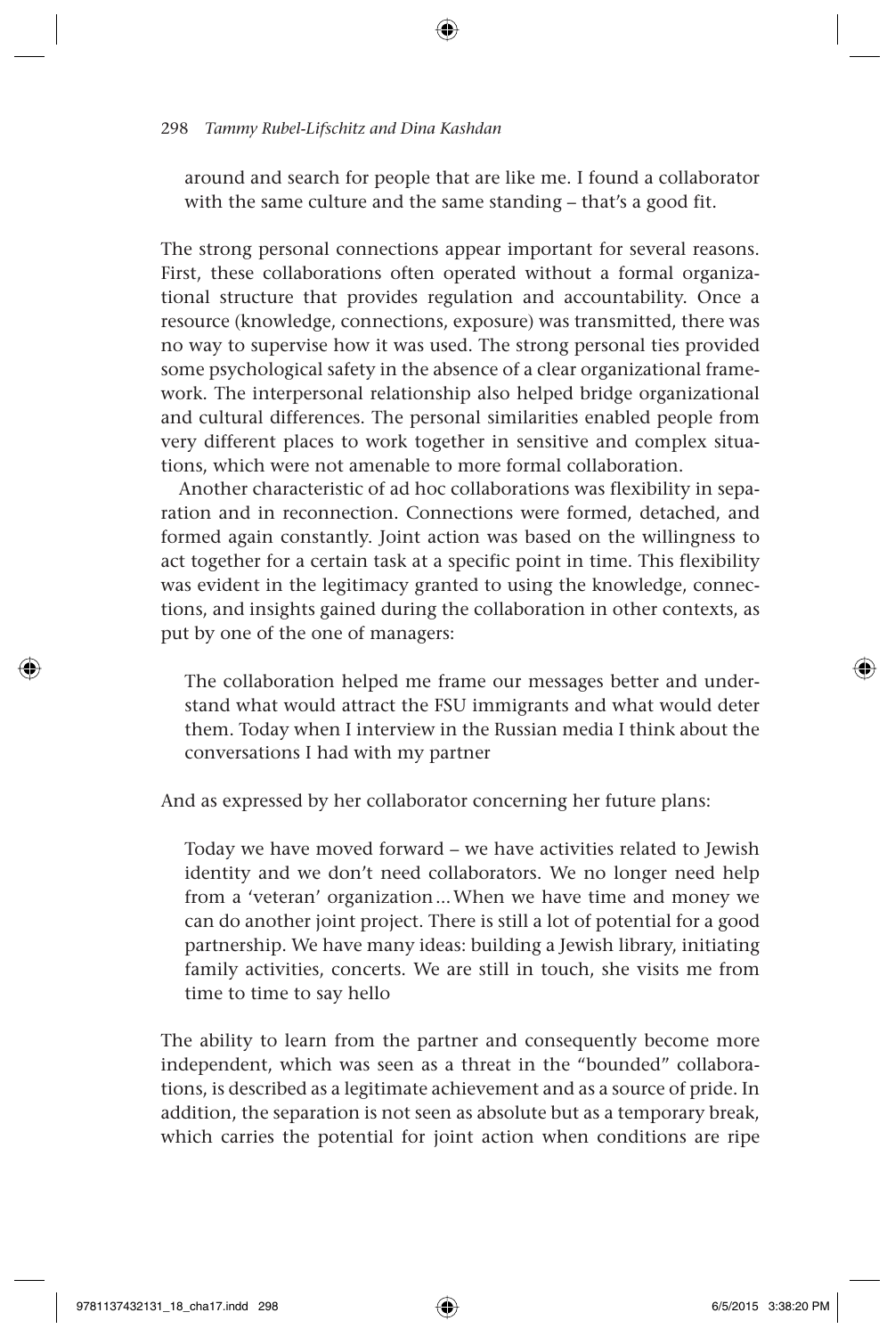around and search for people that are like me. I found a collaborator with the same culture and the same standing – that's a good fit.

The strong personal connections appear important for several reasons. First, these collaborations often operated without a formal organizational structure that provides regulation and accountability. Once a resource (knowledge, connections, exposure) was transmitted, there was no way to supervise how it was used. The strong personal ties provided some psychological safety in the absence of a clear organizational framework. The interpersonal relationship also helped bridge organizational and cultural differences. The personal similarities enabled people from very different places to work together in sensitive and complex situations, which were not amenable to more formal collaboration.

Another characteristic of ad hoc collaborations was flexibility in separation and in reconnection. Connections were formed, detached, and formed again constantly. Joint action was based on the willingness to act together for a certain task at a specific point in time. This flexibility was evident in the legitimacy granted to using the knowledge, connections, and insights gained during the collaboration in other contexts, as put by one of the one of managers:

> The collaboration helped me frame our messages better and understand what would attract the FSU immigrants and what would deter them. Today when I interview in the Russian media I think about the conversations I had with my partner

And as expressed by her collaborator concerning her future plans:

> Today we have moved forward – we have activities related to Jewish identity and we don't need collaborators. We no longer need help from a 'veteran' organization...When we have time and money we can do another joint project. There is still a lot of potential for a good partnership. We have many ideas: building a Jewish library, initiating family activities, concerts. We are still in touch, she visits me from time to time to say hello

The ability to learn from the partner and consequently become more independent, which was seen as a threat in the "bounded" collaborations, is described as a legitimate achievement and as a source of pride. In addition, the separation is not seen as absolute but as a temporary break, which carries the potential for joint action when conditions are ripe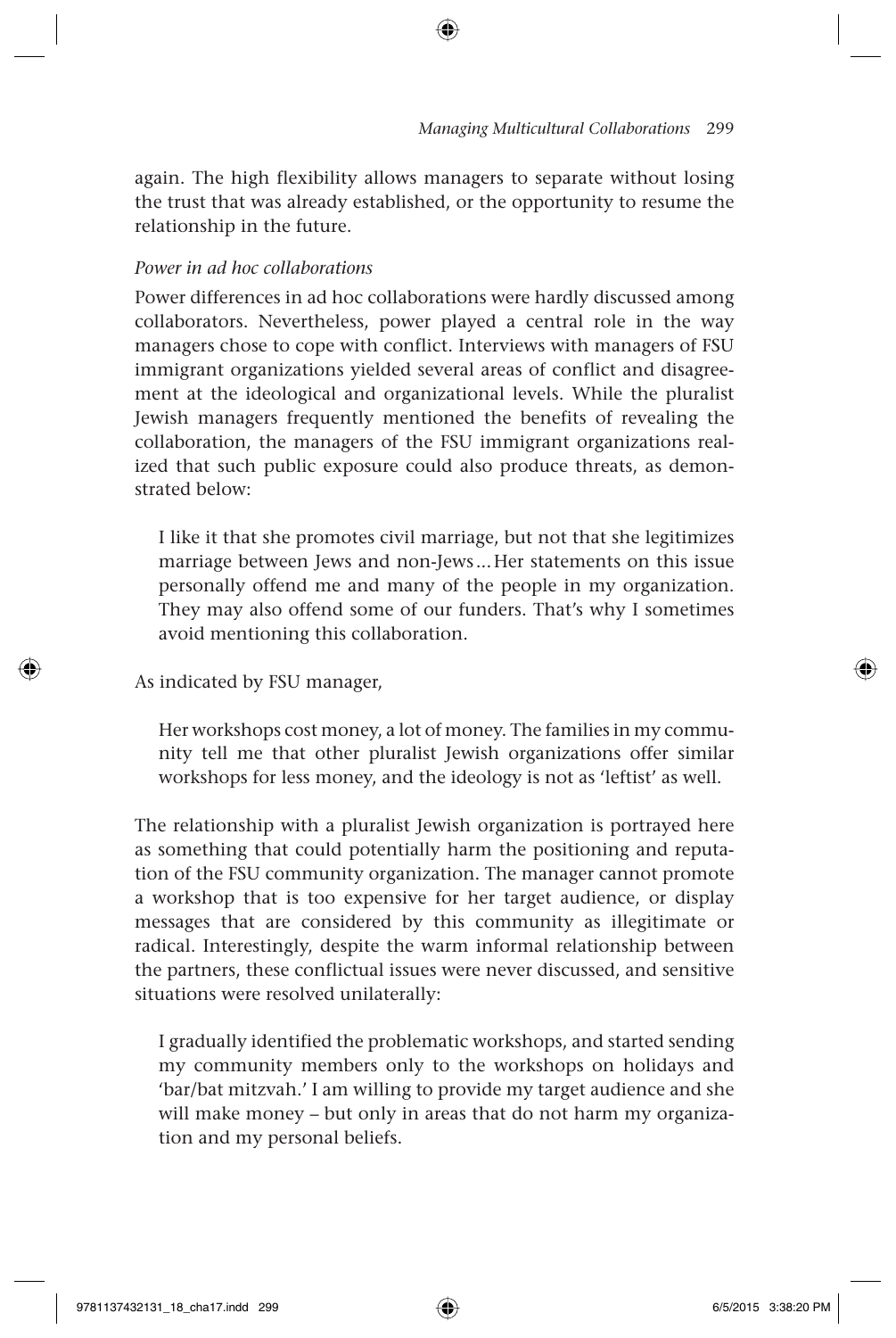again. The high flexibility allows managers to separate without losing the trust that was already established, or the opportunity to resume the relationship in the future.

*Power in ad hoc collaborations*

Power differences in ad hoc collaborations were hardly discussed among collaborators. Nevertheless, power played a central role in the way managers chose to cope with conflict. Interviews with managers of FSU immigrant organizations yielded several areas of conflict and disagreement at the ideological and organizational levels. While the pluralist Jewish managers frequently mentioned the benefits of revealing the collaboration, the managers of the FSU immigrant organizations realized that such public exposure could also produce threats, as demonstrated below:

> I like it that she promotes civil marriage, but not that she legitimizes marriage between Jews and non-Jews… Her statements on this issue personally offend me and many of the people in my organization. They may also offend some of our funders. That's why I sometimes avoid mentioning this collaboration.

As indicated by FSU manager,

> Her workshops cost money, a lot of money. The families in my community tell me that other pluralist Jewish organizations offer similar workshops for less money, and the ideology is not as 'leftist' as well.

The relationship with a pluralist Jewish organization is portrayed here as something that could potentially harm the positioning and reputation of the FSU community organization. The manager cannot promote a workshop that is too expensive for her target audience, or display messages that are considered by this community as illegitimate or radical. Interestingly, despite the warm informal relationship between the partners, these conflictual issues were never discussed, and sensitive situations were resolved unilaterally:

> I gradually identified the problematic workshops, and started sending my community members only to the workshops on holidays and 'bar/bat mitzvah.' I am willing to provide my target audience and she will make money – but only in areas that do not harm my organization and my personal beliefs.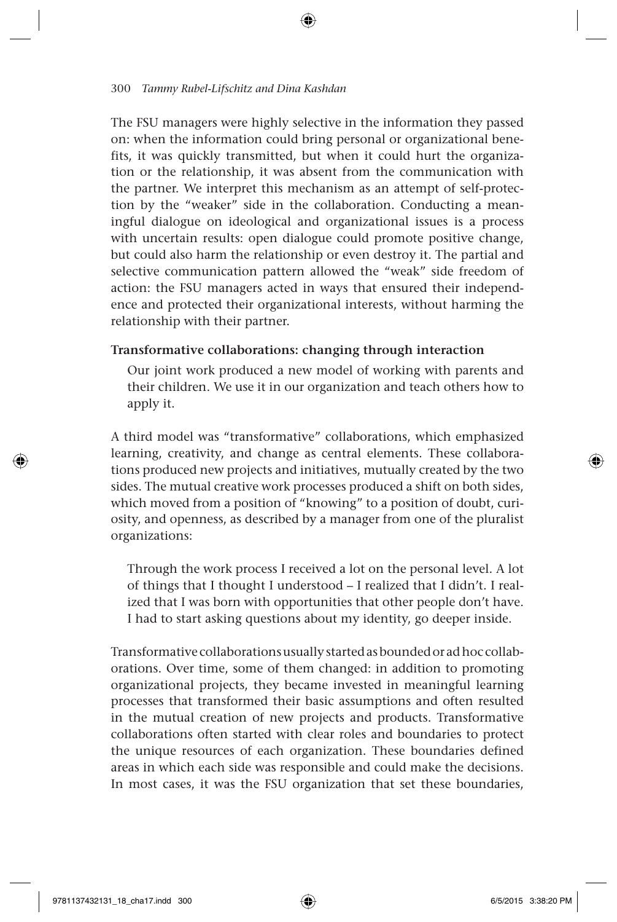The FSU managers were highly selective in the information they passed on: when the information could bring personal or organizational benefits, it was quickly transmitted, but when it could hurt the organization or the relationship, it was absent from the communication with the partner. We interpret this mechanism as an attempt of self-protection by the "weaker" side in the collaboration. Conducting a meaningful dialogue on ideological and organizational issues is a process with uncertain results: open dialogue could promote positive change, but could also harm the relationship or even destroy it. The partial and selective communication pattern allowed the "weak" side freedom of action: the FSU managers acted in ways that ensured their independence and protected their organizational interests, without harming the relationship with their partner.

**Transformative collaborations: changing through interaction**

> Our joint work produced a new model of working with parents and their children. We use it in our organization and teach others how to apply it.

A third model was "transformative" collaborations, which emphasized learning, creativity, and change as central elements. These collaborations produced new projects and initiatives, mutually created by the two sides. The mutual creative work processes produced a shift on both sides, which moved from a position of "knowing" to a position of doubt, curiosity, and openness, as described by a manager from one of the pluralist organizations:

> Through the work process I received a lot on the personal level. A lot of things that I thought I understood – I realized that I didn't. I realized that I was born with opportunities that other people don't have. I had to start asking questions about my identity, go deeper inside.

Transformative collaborations usually started as bounded or ad hoc collaborations. Over time, some of them changed: in addition to promoting organizational projects, they became invested in meaningful learning processes that transformed their basic assumptions and often resulted in the mutual creation of new projects and products. Transformative collaborations often started with clear roles and boundaries to protect the unique resources of each organization. These boundaries defined areas in which each side was responsible and could make the decisions. In most cases, it was the FSU organization that set these boundaries,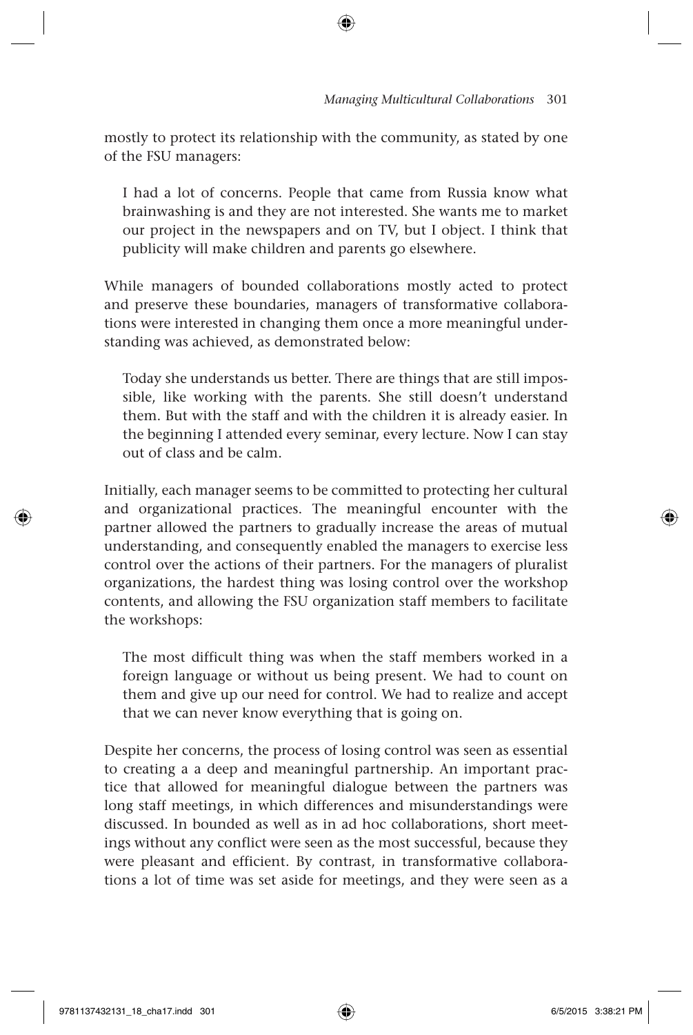mostly to protect its relationship with the community, as stated by one of the FSU managers:

> I had a lot of concerns. People that came from Russia know what brainwashing is and they are not interested. She wants me to market our project in the newspapers and on TV, but I object. I think that publicity will make children and parents go elsewhere.

While managers of bounded collaborations mostly acted to protect and preserve these boundaries, managers of transformative collaborations were interested in changing them once a more meaningful understanding was achieved, as demonstrated below:

> Today she understands us better. There are things that are still impossible, like working with the parents. She still doesn't understand them. But with the staff and with the children it is already easier. In the beginning I attended every seminar, every lecture. Now I can stay out of class and be calm.

Initially, each manager seems to be committed to protecting her cultural and organizational practices. The meaningful encounter with the partner allowed the partners to gradually increase the areas of mutual understanding, and consequently enabled the managers to exercise less control over the actions of their partners. For the managers of pluralist organizations, the hardest thing was losing control over the workshop contents, and allowing the FSU organization staff members to facilitate the workshops:

> The most difficult thing was when the staff members worked in a foreign language or without us being present. We had to count on them and give up our need for control. We had to realize and accept that we can never know everything that is going on.

Despite her concerns, the process of losing control was seen as essential to creating a a deep and meaningful partnership. An important practice that allowed for meaningful dialogue between the partners was long staff meetings, in which differences and misunderstandings were discussed. In bounded as well as in ad hoc collaborations, short meetings without any conflict were seen as the most successful, because they were pleasant and efficient. By contrast, in transformative collaborations a lot of time was set aside for meetings, and they were seen as a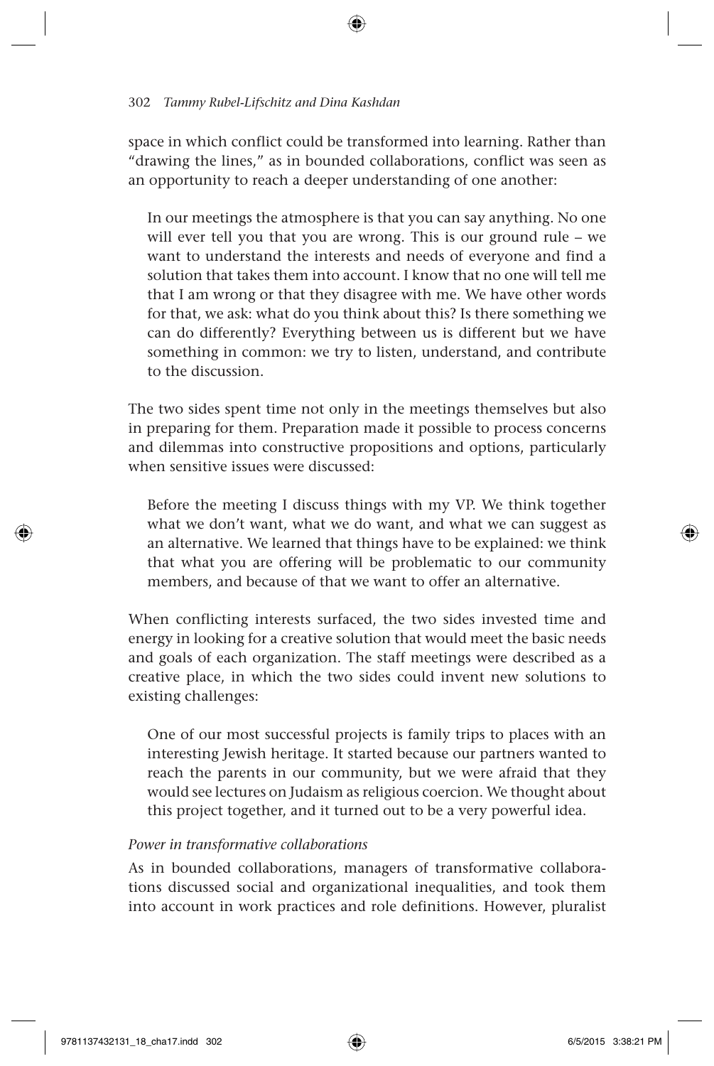space in which conflict could be transformed into learning. Rather than "drawing the lines," as in bounded collaborations, conflict was seen as an opportunity to reach a deeper understanding of one another:

> In our meetings the atmosphere is that you can say anything. No one will ever tell you that you are wrong. This is our ground rule – we want to understand the interests and needs of everyone and find a solution that takes them into account. I know that no one will tell me that I am wrong or that they disagree with me. We have other words for that, we ask: what do you think about this? Is there something we can do differently? Everything between us is different but we have something in common: we try to listen, understand, and contribute to the discussion.

The two sides spent time not only in the meetings themselves but also in preparing for them. Preparation made it possible to process concerns and dilemmas into constructive propositions and options, particularly when sensitive issues were discussed:

> Before the meeting I discuss things with my VP. We think together what we don't want, what we do want, and what we can suggest as an alternative. We learned that things have to be explained: we think that what you are offering will be problematic to our community members, and because of that we want to offer an alternative.

When conflicting interests surfaced, the two sides invested time and energy in looking for a creative solution that would meet the basic needs and goals of each organization. The staff meetings were described as a creative place, in which the two sides could invent new solutions to existing challenges:

> One of our most successful projects is family trips to places with an interesting Jewish heritage. It started because our partners wanted to reach the parents in our community, but we were afraid that they would see lectures on Judaism as religious coercion. We thought about this project together, and it turned out to be a very powerful idea.

*Power in transformative collaborations*

As in bounded collaborations, managers of transformative collaborations discussed social and organizational inequalities, and took them into account in work practices and role definitions. However, pluralist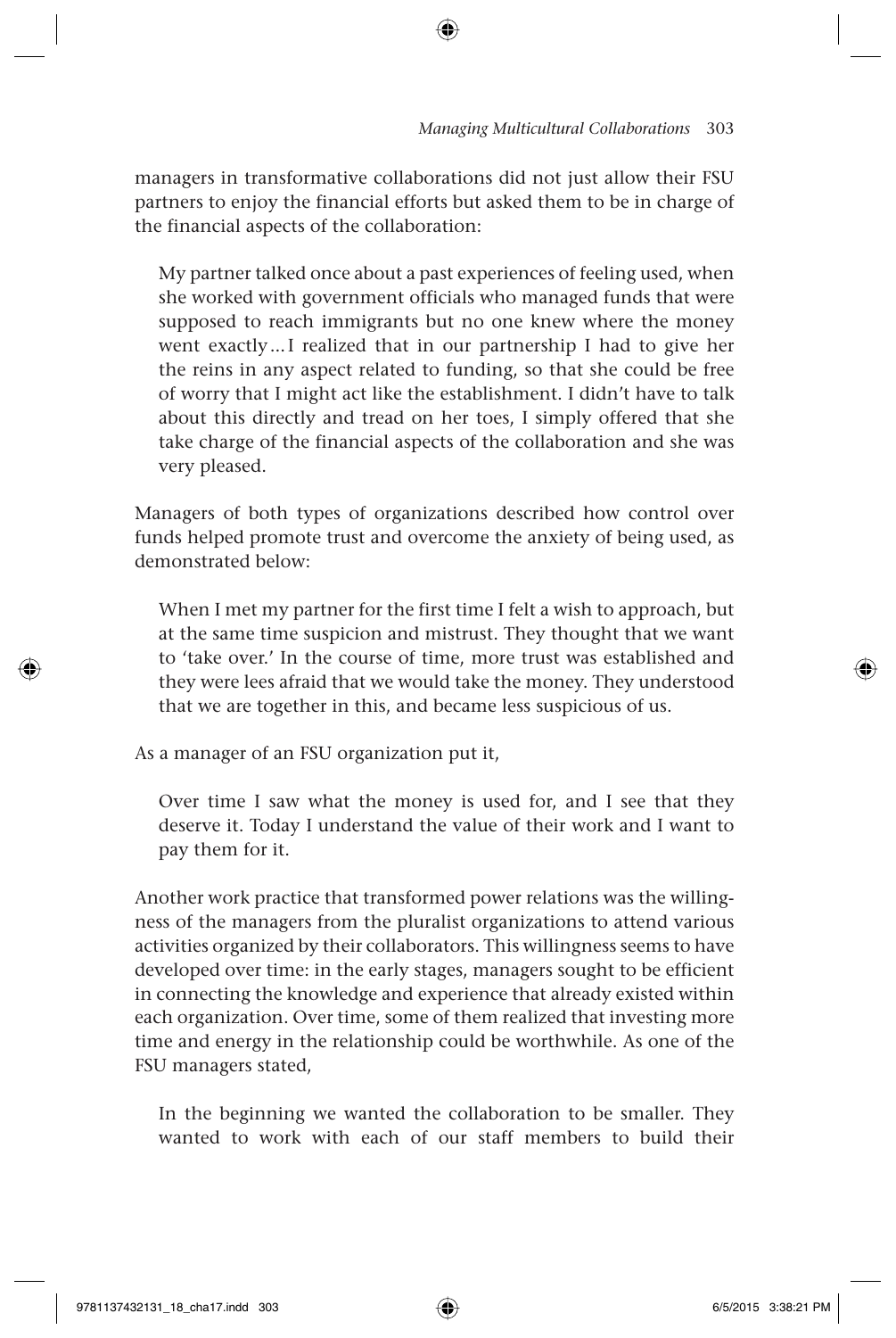managers in transformative collaborations did not just allow their FSU partners to enjoy the financial efforts but asked them to be in charge of the financial aspects of the collaboration:

> My partner talked once about a past experiences of feeling used, when she worked with government officials who managed funds that were supposed to reach immigrants but no one knew where the money went exactly…I realized that in our partnership I had to give her the reins in any aspect related to funding, so that she could be free of worry that I might act like the establishment. I didn't have to talk about this directly and tread on her toes, I simply offered that she take charge of the financial aspects of the collaboration and she was very pleased.

Managers of both types of organizations described how control over funds helped promote trust and overcome the anxiety of being used, as demonstrated below:

> When I met my partner for the first time I felt a wish to approach, but at the same time suspicion and mistrust. They thought that we want to 'take over.' In the course of time, more trust was established and they were lees afraid that we would take the money. They understood that we are together in this, and became less suspicious of us.

As a manager of an FSU organization put it,

> Over time I saw what the money is used for, and I see that they deserve it. Today I understand the value of their work and I want to pay them for it.

Another work practice that transformed power relations was the willingness of the managers from the pluralist organizations to attend various activities organized by their collaborators. This willingness seems to have developed over time: in the early stages, managers sought to be efficient in connecting the knowledge and experience that already existed within each organization. Over time, some of them realized that investing more time and energy in the relationship could be worthwhile. As one of the FSU managers stated,

> In the beginning we wanted the collaboration to be smaller. They wanted to work with each of our staff members to build their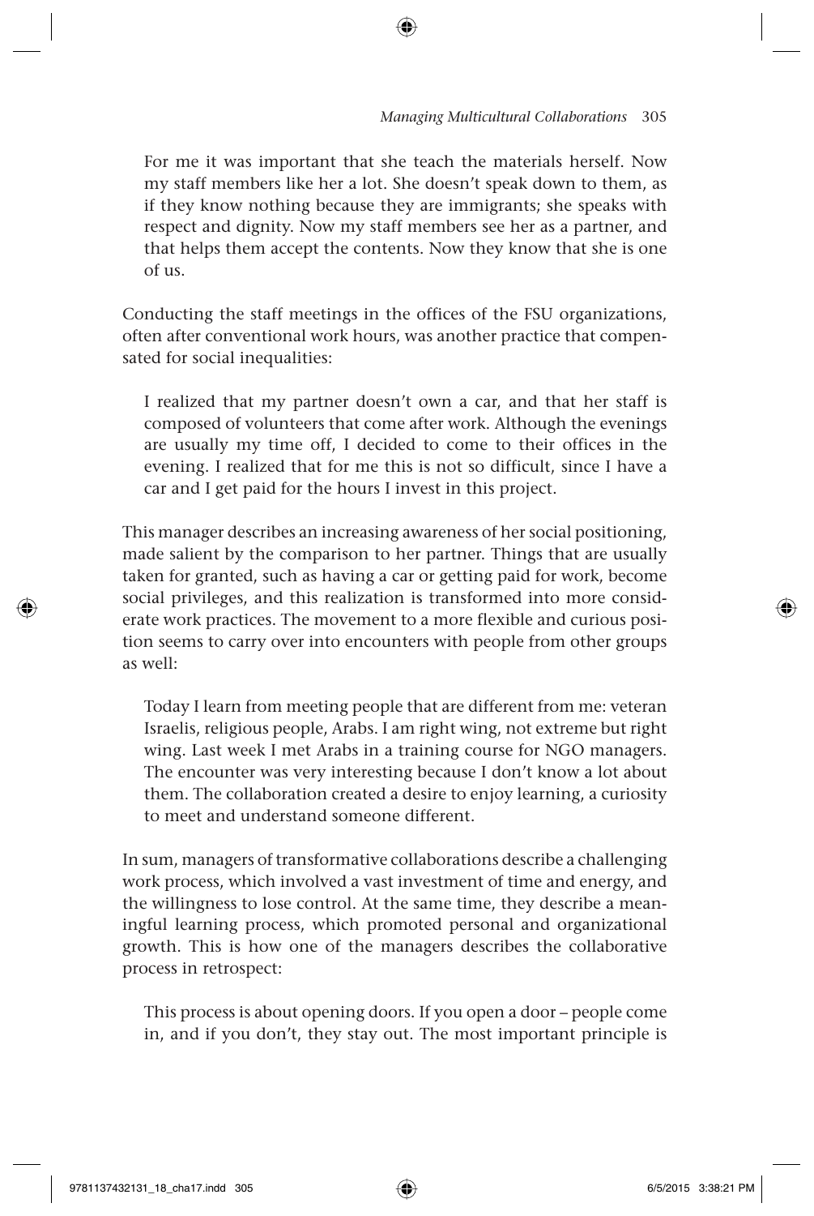> For me it was important that she teach the materials herself. Now my staff members like her a lot. She doesn't speak down to them, as if they know nothing because they are immigrants; she speaks with respect and dignity. Now my staff members see her as a partner, and that helps them accept the contents. Now they know that she is one of us.

Conducting the staff meetings in the offices of the FSU organizations, often after conventional work hours, was another practice that compensated for social inequalities:

> I realized that my partner doesn't own a car, and that her staff is composed of volunteers that come after work. Although the evenings are usually my time off, I decided to come to their offices in the evening. I realized that for me this is not so difficult, since I have a car and I get paid for the hours I invest in this project.

This manager describes an increasing awareness of her social positioning, made salient by the comparison to her partner. Things that are usually taken for granted, such as having a car or getting paid for work, become social privileges, and this realization is transformed into more considerate work practices. The movement to a more flexible and curious position seems to carry over into encounters with people from other groups as well:

> Today I learn from meeting people that are different from me: veteran Israelis, religious people, Arabs. I am right wing, not extreme but right wing. Last week I met Arabs in a training course for NGO managers. The encounter was very interesting because I don't know a lot about them. The collaboration created a desire to enjoy learning, a curiosity to meet and understand someone different.

In sum, managers of transformative collaborations describe a challenging work process, which involved a vast investment of time and energy, and the willingness to lose control. At the same time, they describe a meaningful learning process, which promoted personal and organizational growth. This is how one of the managers describes the collaborative process in retrospect:

> This process is about opening doors. If you open a door – people come in, and if you don't, they stay out. The most important principle is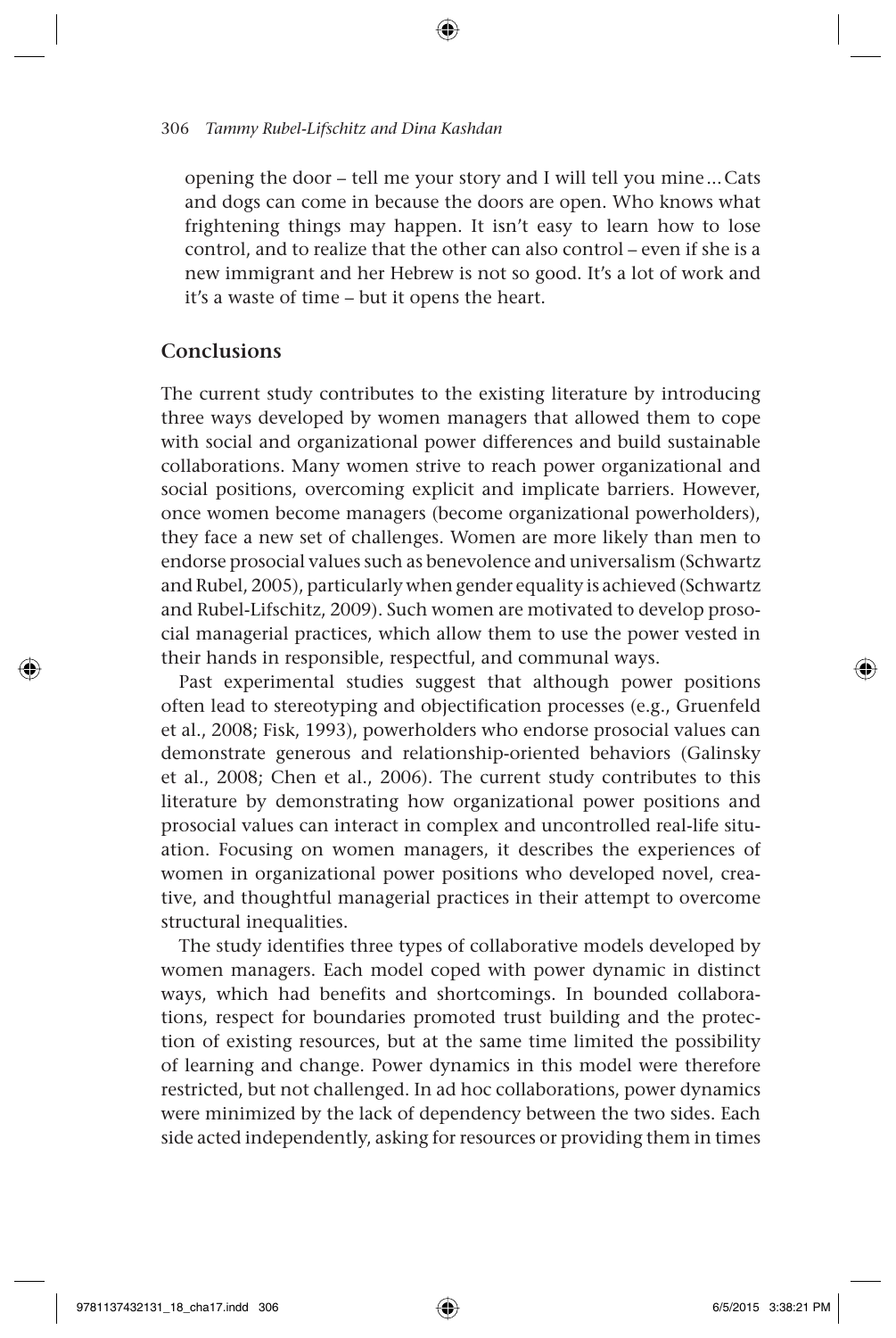opening the door – tell me your story and I will tell you mine…Cats and dogs can come in because the doors are open. Who knows what frightening things may happen. It isn't easy to learn how to lose control, and to realize that the other can also control – even if she is a new immigrant and her Hebrew is not so good. It's a lot of work and it's a waste of time – but it opens the heart.

## Conclusions

The current study contributes to the existing literature by introducing three ways developed by women managers that allowed them to cope with social and organizational power differences and build sustainable collaborations. Many women strive to reach power organizational and social positions, overcoming explicit and implicate barriers. However, once women become managers (become organizational powerholders), they face a new set of challenges. Women are more likely than men to endorse prosocial values such as benevolence and universalism (Schwartz and Rubel, 2005), particularly when gender equality is achieved (Schwartz and Rubel-Lifschitz, 2009). Such women are motivated to develop prosocial managerial practices, which allow them to use the power vested in their hands in responsible, respectful, and communal ways.

Past experimental studies suggest that although power positions often lead to stereotyping and objectification processes (e.g., Gruenfeld et al., 2008; Fisk, 1993), powerholders who endorse prosocial values can demonstrate generous and relationship-oriented behaviors (Galinsky et al., 2008; Chen et al., 2006). The current study contributes to this literature by demonstrating how organizational power positions and prosocial values can interact in complex and uncontrolled real-life situation. Focusing on women managers, it describes the experiences of women in organizational power positions who developed novel, creative, and thoughtful managerial practices in their attempt to overcome structural inequalities.

The study identifies three types of collaborative models developed by women managers. Each model coped with power dynamic in distinct ways, which had benefits and shortcomings. In bounded collaborations, respect for boundaries promoted trust building and the protection of existing resources, but at the same time limited the possibility of learning and change. Power dynamics in this model were therefore restricted, but not challenged. In ad hoc collaborations, power dynamics were minimized by the lack of dependency between the two sides. Each side acted independently, asking for resources or providing them in times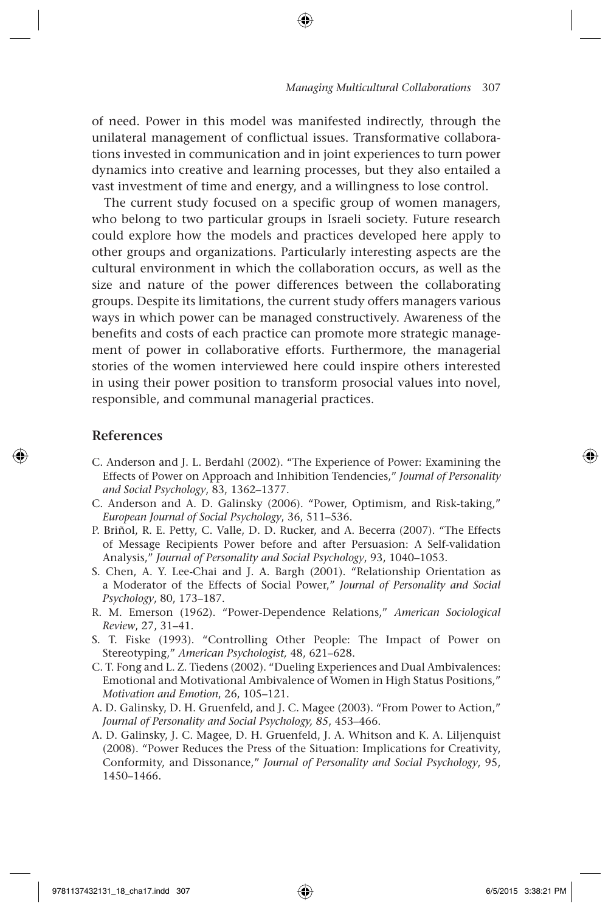of need. Power in this model was manifested indirectly, through the unilateral management of conflictual issues. Transformative collaborations invested in communication and in joint experiences to turn power dynamics into creative and learning processes, but they also entailed a vast investment of time and energy, and a willingness to lose control.

The current study focused on a specific group of women managers, who belong to two particular groups in Israeli society. Future research could explore how the models and practices developed here apply to other groups and organizations. Particularly interesting aspects are the cultural environment in which the collaboration occurs, as well as the size and nature of the power differences between the collaborating groups. Despite its limitations, the current study offers managers various ways in which power can be managed constructively. Awareness of the benefits and costs of each practice can promote more strategic management of power in collaborative efforts. Furthermore, the managerial stories of the women interviewed here could inspire others interested in using their power position to transform prosocial values into novel, responsible, and communal managerial practices.

## References

C. Anderson and J. L. Berdahl (2002). "The Experience of Power: Examining the Effects of Power on Approach and Inhibition Tendencies," *Journal of Personality and Social Psychology*, 83, 1362–1377.

C. Anderson and A. D. Galinsky (2006). "Power, Optimism, and Risk-taking," *European Journal of Social Psychology*, 36, 511–536.

P. Briñol, R. E. Petty, C. Valle, D. D. Rucker, and A. Becerra (2007). "The Effects of Message Recipients Power before and after Persuasion: A Self-validation Analysis," *Journal of Personality and Social Psychology*, 93, 1040–1053.

S. Chen, A. Y. Lee-Chai and J. A. Bargh (2001). "Relationship Orientation as a Moderator of the Effects of Social Power," *Journal of Personality and Social Psychology*, 80, 173–187.

R. M. Emerson (1962). "Power-Dependence Relations," *American Sociological Review*, 27, 31–41.

S. T. Fiske (1993). "Controlling Other People: The Impact of Power on Stereotyping," *American Psychologist,* 48, 621–628.

C. T. Fong and L. Z. Tiedens (2002). "Dueling Experiences and Dual Ambivalences: Emotional and Motivational Ambivalence of Women in High Status Positions," *Motivation and Emotion*, 26, 105–121.

A. D. Galinsky, D. H. Gruenfeld, and J. C. Magee (2003). "From Power to Action," *Journal of Personality and Social Psychology, 85*, 453–466.

A. D. Galinsky, J. C. Magee, D. H. Gruenfeld, J. A. Whitson and K. A. Liljenquist (2008). "Power Reduces the Press of the Situation: Implications for Creativity, Conformity, and Dissonance," *Journal of Personality and Social Psychology*, 95, 1450–1466.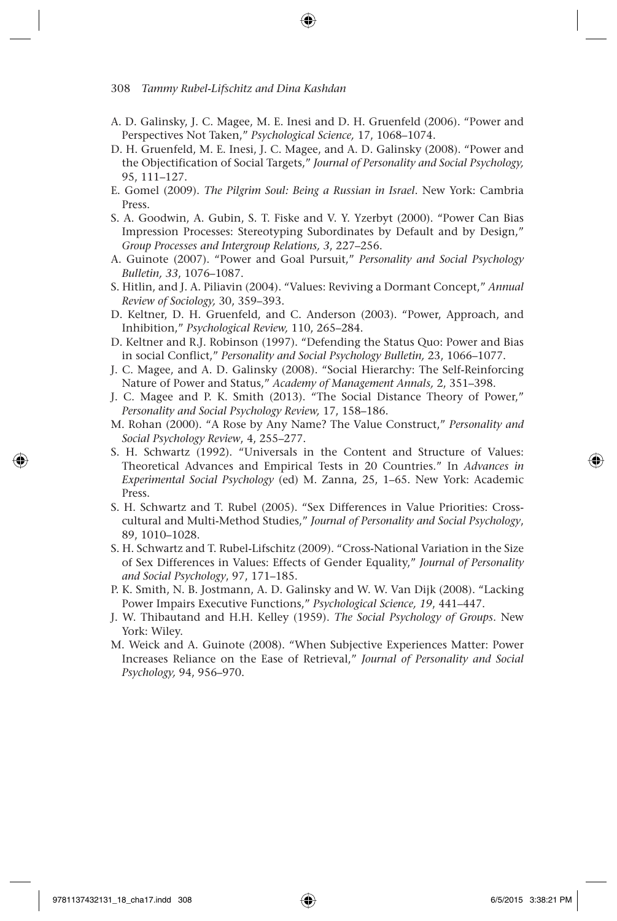A. D. Galinsky, J. C. Magee, M. E. Inesi and D. H. Gruenfeld (2006). "Power and Perspectives Not Taken," *Psychological Science,* 17, 1068–1074.

D. H. Gruenfeld, M. E. Inesi, J. C. Magee, and A. D. Galinsky (2008). "Power and the Objectification of Social Targets," *Journal of Personality and Social Psychology,* 95, 111–127.

E. Gomel (2009). *The Pilgrim Soul: Being a Russian in Israel*. New York: Cambria Press.

S. A. Goodwin, A. Gubin, S. T. Fiske and V. Y. Yzerbyt (2000). "Power Can Bias Impression Processes: Stereotyping Subordinates by Default and by Design," *Group Processes and Intergroup Relations, 3*, 227–256.

A. Guinote (2007). "Power and Goal Pursuit," *Personality and Social Psychology Bulletin, 33*, 1076–1087.

S. Hitlin, and J. A. Piliavin (2004). "Values: Reviving a Dormant Concept," *Annual Review of Sociology,* 30, 359–393.

D. Keltner, D. H. Gruenfeld, and C. Anderson (2003). "Power, Approach, and Inhibition," *Psychological Review,* 110, 265–284.

D. Keltner and R.J. Robinson (1997). "Defending the Status Quo: Power and Bias in social Conflict," *Personality and Social Psychology Bulletin,* 23, 1066–1077.

J. C. Magee, and A. D. Galinsky (2008). "Social Hierarchy: The Self-Reinforcing Nature of Power and Status," *Academy of Management Annals,* 2, 351–398.

J. C. Magee and P. K. Smith (2013). "The Social Distance Theory of Power," *Personality and Social Psychology Review,* 17, 158–186.

M. Rohan (2000). "A Rose by Any Name? The Value Construct," *Personality and Social Psychology Review*, 4, 255–277.

S. H. Schwartz (1992). "Universals in the Content and Structure of Values: Theoretical Advances and Empirical Tests in 20 Countries." In *Advances in Experimental Social Psychology* (ed) M. Zanna, 25, 1–65. New York: Academic Press.

S. H. Schwartz and T. Rubel (2005). "Sex Differences in Value Priorities: Cross-cultural and Multi-Method Studies," *Journal of Personality and Social Psychology*, 89, 1010–1028.

S. H. Schwartz and T. Rubel-Lifschitz (2009). "Cross-National Variation in the Size of Sex Differences in Values: Effects of Gender Equality," *Journal of Personality and Social Psychology*, 97, 171–185.

P. K. Smith, N. B. Jostmann, A. D. Galinsky and W. W. Van Dijk (2008). "Lacking Power Impairs Executive Functions," *Psychological Science, 19*, 441–447.

J. W. Thibautand and H.H. Kelley (1959). *The Social Psychology of Groups*. New York: Wiley.

M. Weick and A. Guinote (2008). "When Subjective Experiences Matter: Power Increases Reliance on the Ease of Retrieval," *Journal of Personality and Social Psychology,* 94, 956–970.